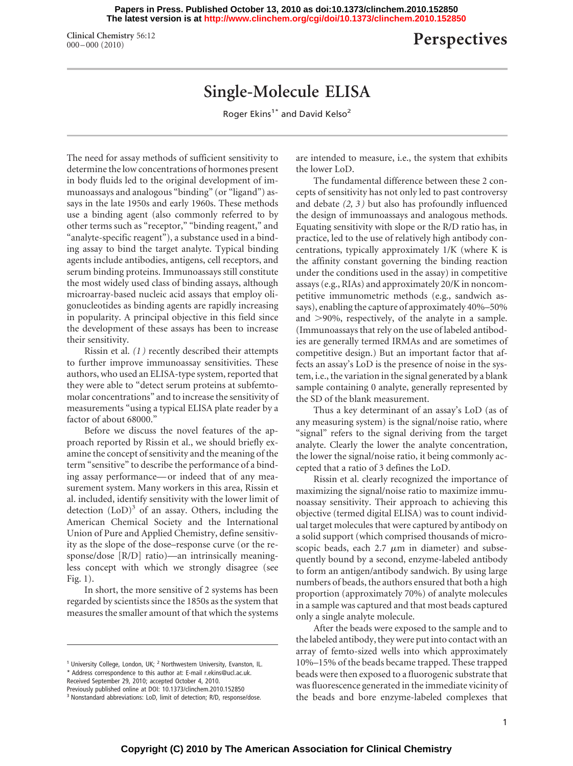**Perspectives**

# Single-Molecule ELISA

Roger Ekins[1*] and David Kelso[2]

The need for assay methods of sufficient sensitivity to determine the low concentrations of hormones present in body fluids led to the original development of immunoassays and analogous "binding" (or "ligand") assays in the late 1950s and early 1960s. These methods use a binding agent (also commonly referred to by other terms such as "receptor," "binding reagent," and "analyte-specific reagent"), a substance used in a binding assay to bind the target analyte. Typical binding agents include antibodies, antigens, cell receptors, and serum binding proteins. Immunoassays still constitute the most widely used class of binding assays, although microarray-based nucleic acid assays that employ oligonucleotides as binding agents are rapidly increasing in popularity. A principal objective in this field since the development of these assays has been to increase their sensitivity.

Rissin et al. *(1)* recently described their attempts to further improve immunoassay sensitivities. These authors, who used an ELISA-type system, reported that they were able to "detect serum proteins at subfemtomolar concentrations" and to increase the sensitivity of measurements "using a typical ELISA plate reader by a factor of about 68000."

Before we discuss the novel features of the approach reported by Rissin et al., we should briefly examine the concept of sensitivity and the meaning of the term "sensitive" to describe the performance of a binding assay performance—or indeed that of any measurement system. Many workers in this area, Rissin et al. included, identify sensitivity with the lower limit of detection (LoD)[3] of an assay. Others, including the American Chemical Society and the International Union of Pure and Applied Chemistry, define sensitivity as the slope of the dose–response curve (or the response/dose [R/D] ratio)—an intrinsically meaningless concept with which we strongly disagree (see Fig. 1).

In short, the more sensitive of 2 systems has been regarded by scientists since the 1850s as the system that measures the smaller amount of that which the systems are intended to measure, i.e., the system that exhibits the lower LoD.

The fundamental difference between these 2 concepts of sensitivity has not only led to past controversy and debate *(2, 3)* but also has profoundly influenced the design of immunoassays and analogous methods. Equating sensitivity with slope or the R/D ratio has, in practice, led to the use of relatively high antibody concentrations, typically approximately 1/K (where K is the affinity constant governing the binding reaction under the conditions used in the assay) in competitive assays (e.g., RIAs) and approximately 20/K in noncompetitive immunometric methods (e.g., sandwich assays), enabling the capture of approximately 40%–50% and >90%, respectively, of the analyte in a sample. (Immunoassays that rely on the use of labeled antibodies are generally termed IRMAs and are sometimes of competitive design.) But an important factor that affects an assay's LoD is the presence of noise in the system, i.e., the variation in the signal generated by a blank sample containing 0 analyte, generally represented by the SD of the blank measurement.

Thus a key determinant of an assay's LoD (as of any measuring system) is the signal/noise ratio, where "signal" refers to the signal deriving from the target analyte. Clearly the lower the analyte concentration, the lower the signal/noise ratio, it being commonly accepted that a ratio of 3 defines the LoD.

Rissin et al. clearly recognized the importance of maximizing the signal/noise ratio to maximize immunoassay sensitivity. Their approach to achieving this objective (termed digital ELISA) was to count individual target molecules that were captured by antibody on a solid support (which comprised thousands of microscopic beads, each 2.7 $\mu$m in diameter) and subsequently bound by a second, enzyme-labeled antibody to form an antigen/antibody sandwich. By using large numbers of beads, the authors ensured that both a high proportion (approximately 70%) of analyte molecules in a sample was captured and that most beads captured only a single analyte molecule.

After the beads were exposed to the sample and to the labeled antibody, they were put into contact with an array of femto-sized wells into which approximately 10%–15% of the beads became trapped. These trapped beads were then exposed to a fluorogenic substrate that was fluorescence generated in the immediate vicinity of the beads and bore enzyme-labeled complexes that

---

[1] University College, London, UK; [2] Northwestern University, Evanston, IL.
\* Address correspondence to this author at: E-mail r.ekins@ucl.ac.uk.
Received September 29, 2010; accepted October 4, 2010.
Previously published online at DOI: 10.1373/clinchem.2010.152850
[3] Nonstandard abbreviations: LoD, limit of detection; R/D, response/dose.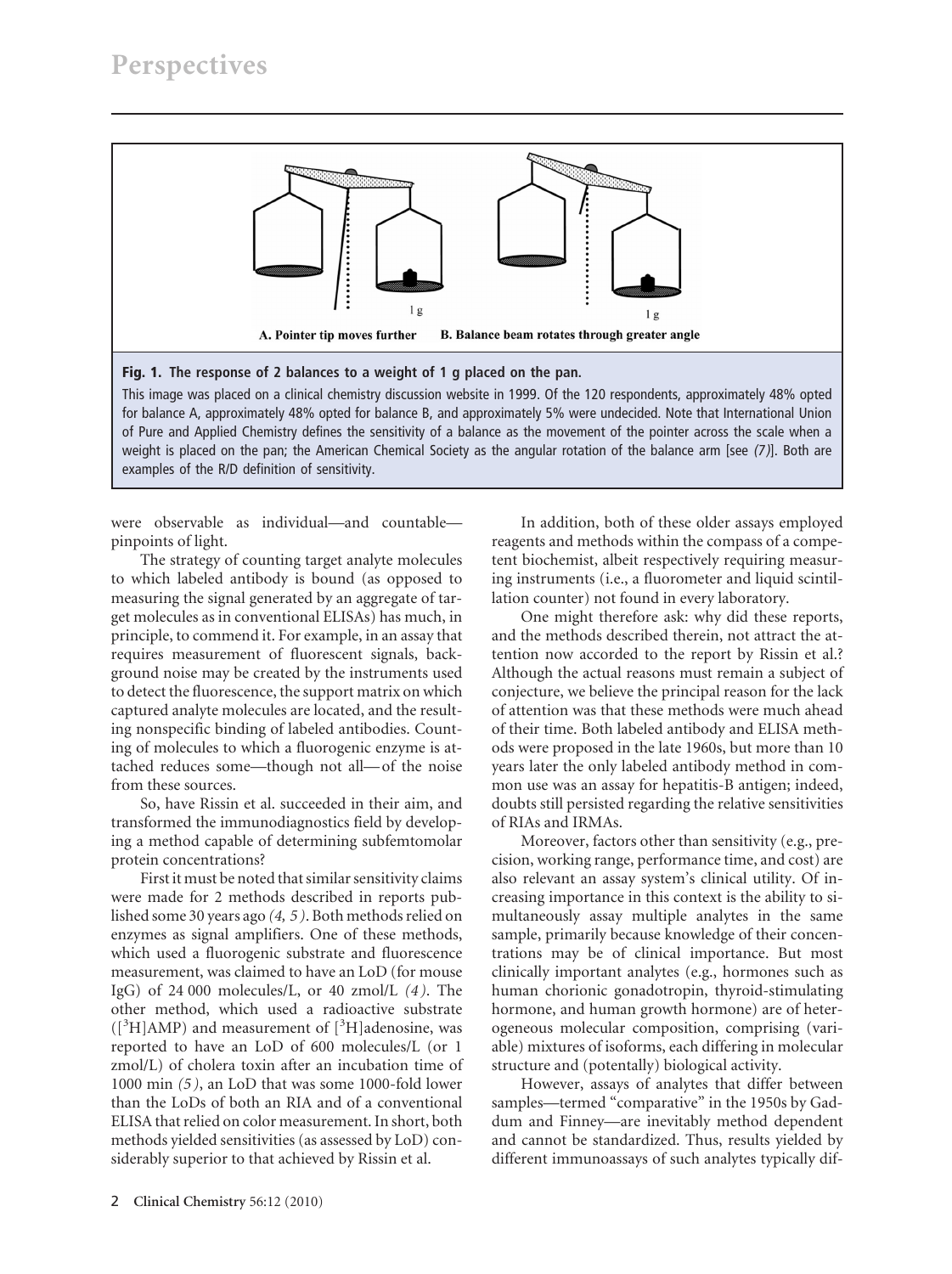**Fig. 1. The response of 2 balances to a weight of 1 g placed on the pan.**

This image was placed on a clinical chemistry discussion website in 1999. Of the 120 respondents, approximately 48% opted for balance A, approximately 48% opted for balance B, and approximately 5% were undecided. Note that International Union of Pure and Applied Chemistry defines the sensitivity of a balance as the movement of the pointer across the scale when a weight is placed on the pan; the American Chemical Society as the angular rotation of the balance arm [see *(7)*]. Both are examples of the R/D definition of sensitivity.

were observable as individual—and countable—pinpoints of light.

The strategy of counting target analyte molecules to which labeled antibody is bound (as opposed to measuring the signal generated by an aggregate of target molecules as in conventional ELISAs) has much, in principle, to commend it. For example, in an assay that requires measurement of fluorescent signals, background noise may be created by the instruments used to detect the fluorescence, the support matrix on which captured analyte molecules are located, and the resulting nonspecific binding of labeled antibodies. Counting of molecules to which a fluorogenic enzyme is attached reduces some—though not all—of the noise from these sources.

So, have Rissin et al. succeeded in their aim, and transformed the immunodiagnostics field by developing a method capable of determining subfemtomolar protein concentrations?

First it must be noted that similar sensitivity claims were made for 2 methods described in reports published some 30 years ago *(4, 5)*. Both methods relied on enzymes as signal amplifiers. One of these methods, which used a fluorogenic substrate and fluorescence measurement, was claimed to have an LoD (for mouse IgG) of 24 000 molecules/L, or 40 zmol/L *(4)*. The other method, which used a radioactive substrate ([$^3$H]AMP) and measurement of [$^3$H]adenosine, was reported to have an LoD of 600 molecules/L (or 1 zmol/L) of cholera toxin after an incubation time of 1000 min *(5)*, an LoD that was some 1000-fold lower than the LoDs of both an RIA and of a conventional ELISA that relied on color measurement. In short, both methods yielded sensitivities (as assessed by LoD) considerably superior to that achieved by Rissin et al.

In addition, both of these older assays employed reagents and methods within the compass of a competent biochemist, albeit respectively requiring measuring instruments (i.e., a fluorometer and liquid scintillation counter) not found in every laboratory.

One might therefore ask: why did these reports, and the methods described therein, not attract the attention now accorded to the report by Rissin et al.? Although the actual reasons must remain a subject of conjecture, we believe the principal reason for the lack of attention was that these methods were much ahead of their time. Both labeled antibody and ELISA methods were proposed in the late 1960s, but more than 10 years later the only labeled antibody method in common use was an assay for hepatitis-B antigen; indeed, doubts still persisted regarding the relative sensitivities of RIAs and IRMAs.

Moreover, factors other than sensitivity (e.g., precision, working range, performance time, and cost) are also relevant an assay system's clinical utility. Of increasing importance in this context is the ability to simultaneously assay multiple analytes in the same sample, primarily because knowledge of their concentrations may be of clinical importance. But most clinically important analytes (e.g., hormones such as human chorionic gonadotropin, thyroid-stimulating hormone, and human growth hormone) are of heterogeneous molecular composition, comprising (variable) mixtures of isoforms, each differing in molecular structure and (potentially) biological activity.

However, assays of analytes that differ between samples—termed "comparative" in the 1950s by Gaddum and Finney—are inevitably method dependent and cannot be standardized. Thus, results yielded by different immunoassays of such analytes typically dif-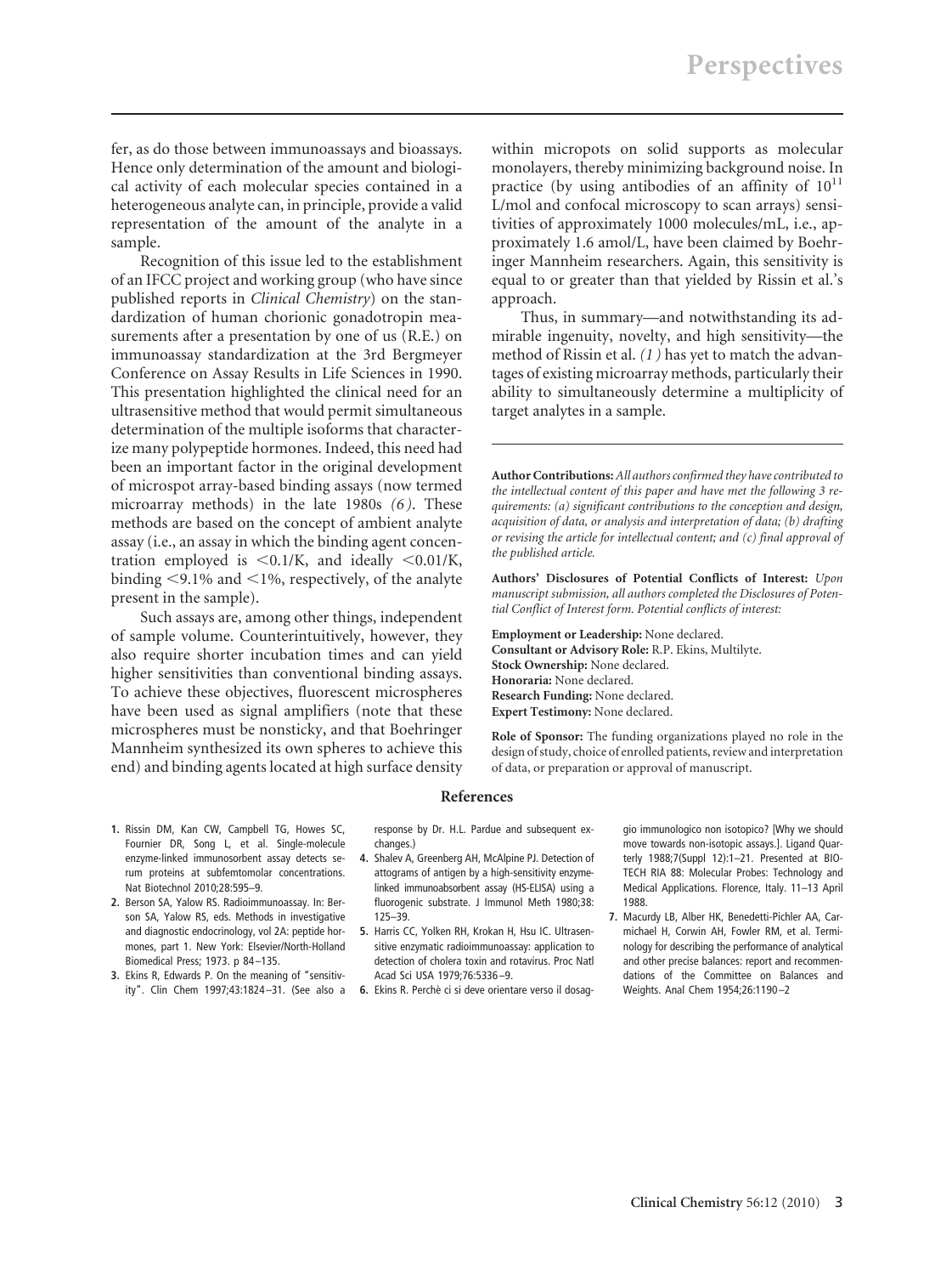fer, as do those between immunoassays and bioassays. Hence only determination of the amount and biological activity of each molecular species contained in a heterogeneous analyte can, in principle, provide a valid representation of the amount of the analyte in a sample.

Recognition of this issue led to the establishment of an IFCC project and working group (who have since published reports in *Clinical Chemistry*) on the standardization of human chorionic gonadotropin measurements after a presentation by one of us (R.E.) on immunoassay standardization at the 3rd Bergmeyer Conference on Assay Results in Life Sciences in 1990. This presentation highlighted the clinical need for an ultrasensitive method that would permit simultaneous determination of the multiple isoforms that characterize many polypeptide hormones. Indeed, this need had been an important factor in the original development of microspot array-based binding assays (now termed microarray methods) in the late 1980s *(6)*. These methods are based on the concept of ambient analyte assay (i.e., an assay in which the binding agent concentration employed is $<0.1/K$, and ideally $<0.01/K$, binding $<9.1\%$ and $<1\%$, respectively, of the analyte present in the sample).

Such assays are, among other things, independent of sample volume. Counterintuitively, however, they also require shorter incubation times and can yield higher sensitivities than conventional binding assays. To achieve these objectives, fluorescent microspheres have been used as signal amplifiers (note that these microspheres must be nonsticky, and that Boehringer Mannheim synthesized its own spheres to achieve this end) and binding agents located at high surface density within micropots on solid supports as molecular monolayers, thereby minimizing background noise. In practice (by using antibodies of an affinity of $10^{11}$ L/mol and confocal microscopy to scan arrays) sensitivities of approximately 1000 molecules/mL, i.e., approximately 1.6 amol/L, have been claimed by Boehringer Mannheim researchers. Again, this sensitivity is equal to or greater than that yielded by Rissin et al.'s approach.

Thus, in summary—and notwithstanding its admirable ingenuity, novelty, and high sensitivity—the method of Rissin et al. *(1)* has yet to match the advantages of existing microarray methods, particularly their ability to simultaneously determine a multiplicity of target analytes in a sample.

---

**Author Contributions:** *All authors confirmed they have contributed to the intellectual content of this paper and have met the following 3 requirements: (a) significant contributions to the conception and design, acquisition of data, or analysis and interpretation of data; (b) drafting or revising the article for intellectual content; and (c) final approval of the published article.*

**Authors' Disclosures of Potential Conflicts of Interest:** *Upon manuscript submission, all authors completed the Disclosures of Potential Conflict of Interest form. Potential conflicts of interest:*

**Employment or Leadership:** None declared.
**Consultant or Advisory Role:** R.P. Ekins, Multilyte.
**Stock Ownership:** None declared.
**Honoraria:** None declared.
**Research Funding:** None declared.
**Expert Testimony:** None declared.

**Role of Sponsor:** The funding organizations played no role in the design of study, choice of enrolled patients, review and interpretation of data, or preparation or approval of manuscript.

## References

1. Rissin DM, Kan CW, Campbell TG, Howes SC, Fournier DR, Song L, et al. Single-molecule enzyme-linked immunosorbent assay detects serum proteins at subfemtomolar concentrations. Nat Biotechnol 2010;28:595–9.
2. Berson SA, Yalow RS. Radioimmunoassay. In: Berson SA, Yalow RS, eds. Methods in investigative and diagnostic endocrinology, vol 2A: peptide hormones, part 1. New York: Elsevier/North-Holland Biomedical Press; 1973. p 84–135.
3. Ekins R, Edwards P. On the meaning of "sensitivity". Clin Chem 1997;43:1824–31. (See also a response by Dr. H.L. Pardue and subsequent exchanges.)
4. Shalev A, Greenberg AH, McAlpine PJ. Detection of attograms of antigen by a high-sensitivity enzyme-linked immunoabsorbent assay (HS-ELISA) using a fluorogenic substrate. J Immunol Meth 1980;38:125–39.
5. Harris CC, Yolken RH, Krokan H, Hsu IC. Ultrasensitive enzymatic radioimmunoassay: application to detection of cholera toxin and rotavirus. Proc Natl Acad Sci USA 1979;76:5336–9.
6. Ekins R. Perchè ci si deve orientare verso il dosaggio immunologico non isotopico? [Why we should move towards non-isotopic assays.]. Ligand Quarterly 1988;7(Suppl 12):1–21. Presented at BIOTECH RIA 88: Molecular Probes: Technology and Medical Applications. Florence, Italy. 11–13 April 1988.
7. Macurdy LB, Alber HK, Benedetti-Pichler AA, Carmichael H, Corwin AH, Fowler RM, et al. Terminology for describing the performance of analytical and other precise balances: report and recommendations of the Committee on Balances and Weights. Anal Chem 1954;26:1190–2